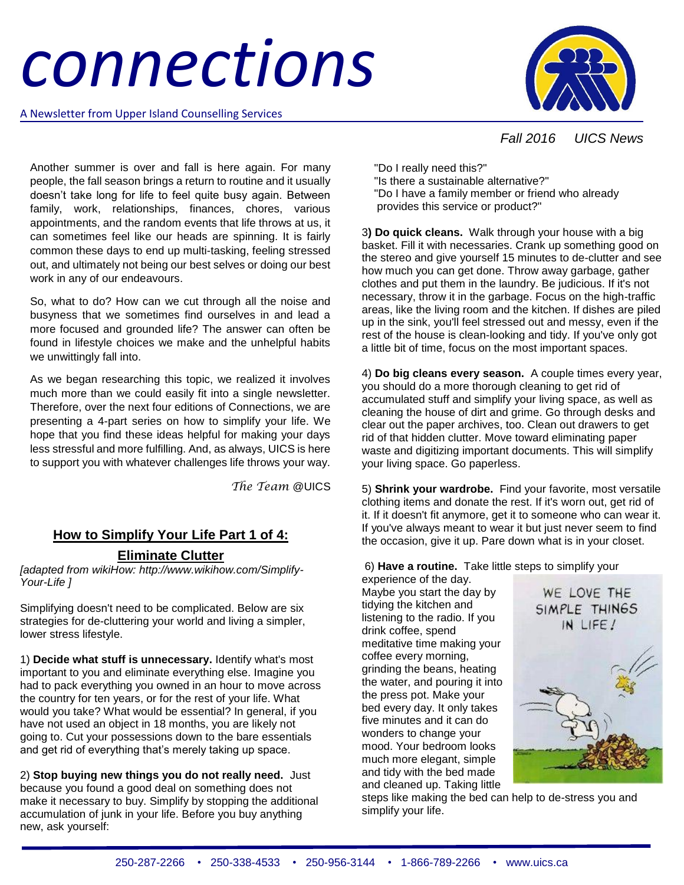# connections

A Newsletter from Upper Island Counselling Services

*Fall 2016 UICS News*

Another summer is over and fall is here again. For many people, the fall season brings a return to routine and it usually doesn't take long for life to feel quite busy again. Between family, work, relationships, finances, chores, various appointments, and the random events that life throws at us, it can sometimes feel like our heads are spinning. It is fairly common these days to end up multi-tasking, feeling stressed out, and ultimately not being our best selves or doing our best work in any of our endeavours.

So, what to do? How can we cut through all the noise and busyness that we sometimes find ourselves in and lead a more focused and grounded life? The answer can often be found in lifestyle choices we make and the unhelpful habits we unwittingly fall into.

As we began researching this topic, we realized it involves much more than we could easily fit into a single newsletter. Therefore, over the next four editions of Connections, we are presenting a 4-part series on how to simplify your life. We hope that you find these ideas helpful for making your days less stressful and more fulfilling. And, as always, UICS is here to support you with whatever challenges life throws your way.

*The Team* @UICS

## How to Simplify Your Life Part 1 of 4: Eliminate Clutter

*[adapted from wikiHow: http://www.wikihow.com/Simplify-Your-Life ]*

Simplifying doesn't need to be complicated. Below are six strategies for de-cluttering your world and living a simpler, lower stress lifestyle.

1) **Decide what stuff is unnecessary.** Identify what's most important to you and eliminate everything else. Imagine you had to pack everything you owned in an hour to move across the country for ten years, or for the rest of your life. What would you take? What would be essential? In general, if you have not used an object in 18 months, you are likely not going to. Cut your possessions down to the bare essentials and get rid of everything that's merely taking up space.

2) **Stop buying new things you do not really need.** Just because you found a good deal on something does not make it necessary to buy. Simplify by stopping the additional accumulation of junk in your life. Before you buy anything new, ask yourself:

"Do I really need this?"
"Is there a sustainable alternative?"
"Do I have a family member or friend who already provides this service or product?"

3**) Do quick cleans.** Walk through your house with a big basket. Fill it with necessaries. Crank up something good on the stereo and give yourself 15 minutes to de-clutter and see how much you can get done. Throw away garbage, gather clothes and put them in the laundry. Be judicious. If it's not necessary, throw it in the garbage. Focus on the high-traffic areas, like the living room and the kitchen. If dishes are piled up in the sink, you'll feel stressed out and messy, even if the rest of the house is clean-looking and tidy. If you've only got a little bit of time, focus on the most important spaces.

4) **Do big cleans every season.** A couple times every year, you should do a more thorough cleaning to get rid of accumulated stuff and simplify your living space, as well as cleaning the house of dirt and grime. Go through desks and clear out the paper archives, too. Clean out drawers to get rid of that hidden clutter. Move toward eliminating paper waste and digitizing important documents. This will simplify your living space. Go paperless.

5) **Shrink your wardrobe.** Find your favorite, most versatile clothing items and donate the rest. If it's worn out, get rid of it. If it doesn't fit anymore, get it to someone who can wear it. If you've always meant to wear it but just never seem to find the occasion, give it up. Pare down what is in your closet.

6) **Have a routine.** Take little steps to simplify your experience of the day. Maybe you start the day by tidying the kitchen and listening to the radio. If you drink coffee, spend meditative time making your coffee every morning, grinding the beans, heating the water, and pouring it into the press pot. Make your bed every day. It only takes five minutes and it can do wonders to change your mood. Your bedroom looks much more elegant, simple and tidy with the bed made and cleaned up. Taking little steps like making the bed can help to de-stress you and simplify your life.

250-287-2266 • 250-338-4533 • 250-956-3144 • 1-866-789-2266 • www.uics.ca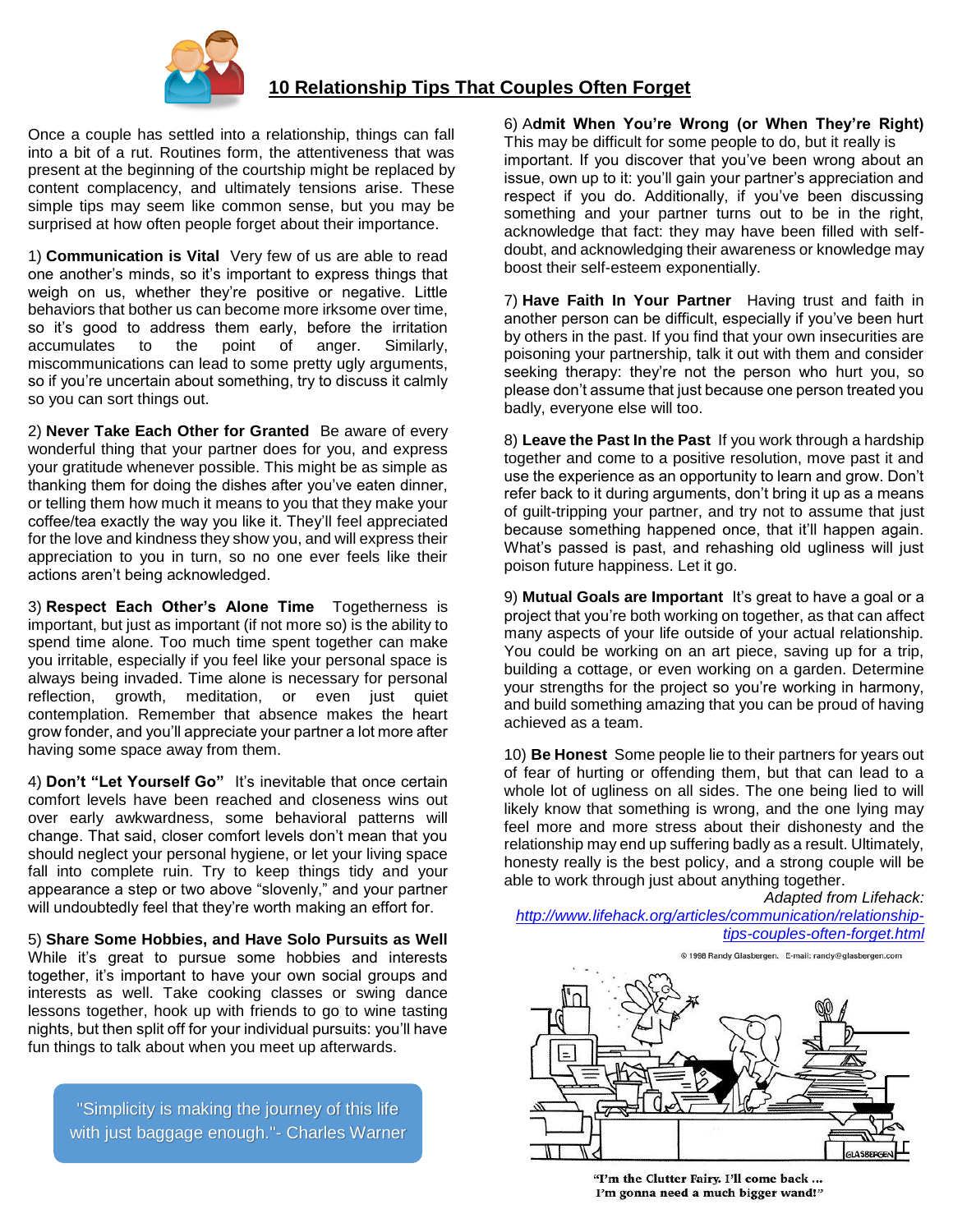## 10 Relationship Tips That Couples Often Forget

Once a couple has settled into a relationship, things can fall into a bit of a rut. Routines form, the attentiveness that was present at the beginning of the courtship might be replaced by content complacency, and ultimately tensions arise. These simple tips may seem like common sense, but you may be surprised at how often people forget about their importance.

1) **Communication is Vital** Very few of us are able to read one another's minds, so it's important to express things that weigh on us, whether they're positive or negative. Little behaviors that bother us can become more irksome over time, so it's good to address them early, before the irritation accumulates to the point of anger. Similarly, miscommunications can lead to some pretty ugly arguments, so if you're uncertain about something, try to discuss it calmly so you can sort things out.

2) **Never Take Each Other for Granted** Be aware of every wonderful thing that your partner does for you, and express your gratitude whenever possible. This might be as simple as thanking them for doing the dishes after you've eaten dinner, or telling them how much it means to you that they make your coffee/tea exactly the way you like it. They'll feel appreciated for the love and kindness they show you, and will express their appreciation to you in turn, so no one ever feels like their actions aren't being acknowledged.

3) **Respect Each Other's Alone Time** Togetherness is important, but just as important (if not more so) is the ability to spend time alone. Too much time spent together can make you irritable, especially if you feel like your personal space is always being invaded. Time alone is necessary for personal reflection, growth, meditation, or even just quiet contemplation. Remember that absence makes the heart grow fonder, and you'll appreciate your partner a lot more after having some space away from them.

4) **Don't "Let Yourself Go"** It's inevitable that once certain comfort levels have been reached and closeness wins out over early awkwardness, some behavioral patterns will change. That said, closer comfort levels don't mean that you should neglect your personal hygiene, or let your living space fall into complete ruin. Try to keep things tidy and your appearance a step or two above "slovenly," and your partner will undoubtedly feel that they're worth making an effort for.

5) **Share Some Hobbies, and Have Solo Pursuits as Well** While it's great to pursue some hobbies and interests together, it's important to have your own social groups and interests as well. Take cooking classes or swing dance lessons together, hook up with friends to go to wine tasting nights, but then split off for your individual pursuits: you'll have fun things to talk about when you meet up afterwards.

"Simplicity is making the journey of this life with just baggage enough."- Charles Warner

6) **Admit When You're Wrong (or When They're Right)** This may be difficult for some people to do, but it really is important. If you discover that you've been wrong about an issue, own up to it: you'll gain your partner's appreciation and respect if you do. Additionally, if you've been discussing something and your partner turns out to be in the right, acknowledge that fact: they may have been filled with self-doubt, and acknowledging their awareness or knowledge may boost their self-esteem exponentially.

7) **Have Faith In Your Partner** Having trust and faith in another person can be difficult, especially if you've been hurt by others in the past. If you find that your own insecurities are poisoning your partnership, talk it out with them and consider seeking therapy: they're not the person who hurt you, so please don't assume that just because one person treated you badly, everyone else will too.

8) **Leave the Past In the Past** If you work through a hardship together and come to a positive resolution, move past it and use the experience as an opportunity to learn and grow. Don't refer back to it during arguments, don't bring it up as a means of guilt-tripping your partner, and try not to assume that just because something happened once, that it'll happen again. What's passed is past, and rehashing old ugliness will just poison future happiness. Let it go.

9) **Mutual Goals are Important** It's great to have a goal or a project that you're both working on together, as that can affect many aspects of your life outside of your actual relationship. You could be working on an art piece, saving up for a trip, building a cottage, or even working on a garden. Determine your strengths for the project so you're working in harmony, and build something amazing that you can be proud of having achieved as a team.

10) **Be Honest** Some people lie to their partners for years out of fear of hurting or offending them, but that can lead to a whole lot of ugliness on all sides. The one being lied to will likely know that something is wrong, and the one lying may feel more and more stress about their dishonesty and the relationship may end up suffering badly as a result. Ultimately, honesty really is the best policy, and a strong couple will be able to work through just about anything together.

*Adapted from Lifehack:*
http://www.lifehack.org/articles/communication/relationship-tips-couples-often-forget.html

© 1998 Randy Glasbergen. E-mail: randy@glasbergen.com

"I'm the Clutter Fairy. I'll come back ... I'm gonna need a much bigger wand!"